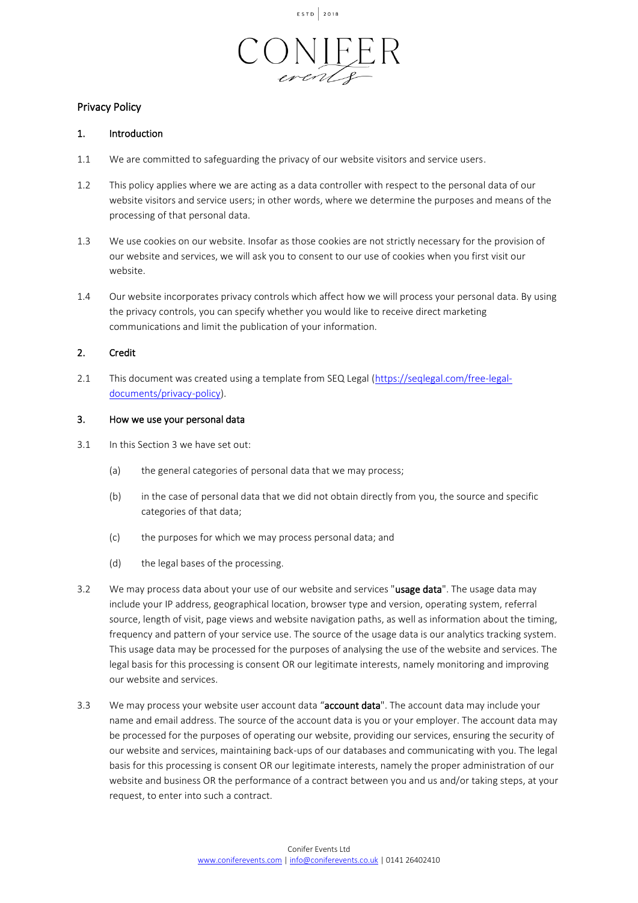CONIFER events

ESTD 2018

## Privacy Policy

### 1. Introduction

1.1 We are committed to safeguarding the privacy of our website visitors and service users.

1.2 This policy applies where we are acting as a data controller with respect to the personal data of our website visitors and service users; in other words, where we determine the purposes and means of the processing of that personal data.

1.3 We use cookies on our website. Insofar as those cookies are not strictly necessary for the provision of our website and services, we will ask you to consent to our use of cookies when you first visit our website.

1.4 Our website incorporates privacy controls which affect how we will process your personal data. By using the privacy controls, you can specify whether you would like to receive direct marketing communications and limit the publication of your information.

### 2. Credit

2.1 This document was created using a template from SEQ Legal (https://seqlegal.com/free-legal-documents/privacy-policy).

### 3. How we use your personal data

3.1 In this Section 3 we have set out:

(a) the general categories of personal data that we may process;

(b) in the case of personal data that we did not obtain directly from you, the source and specific categories of that data;

(c) the purposes for which we may process personal data; and

(d) the legal bases of the processing.

3.2 We may process data about your use of our website and services "**usage data**". The usage data may include your IP address, geographical location, browser type and version, operating system, referral source, length of visit, page views and website navigation paths, as well as information about the timing, frequency and pattern of your service use. The source of the usage data is our analytics tracking system. This usage data may be processed for the purposes of analysing the use of the website and services. The legal basis for this processing is consent OR our legitimate interests, namely monitoring and improving our website and services.

3.3 We may process your website user account data "**account data**". The account data may include your name and email address. The source of the account data is you or your employer. The account data may be processed for the purposes of operating our website, providing our services, ensuring the security of our website and services, maintaining back-ups of our databases and communicating with you. The legal basis for this processing is consent OR our legitimate interests, namely the proper administration of our website and business OR the performance of a contract between you and us and/or taking steps, at your request, to enter into such a contract.

Conifer Events Ltd
www.coniferevents.com | info@coniferevents.co.uk | 0141 26402410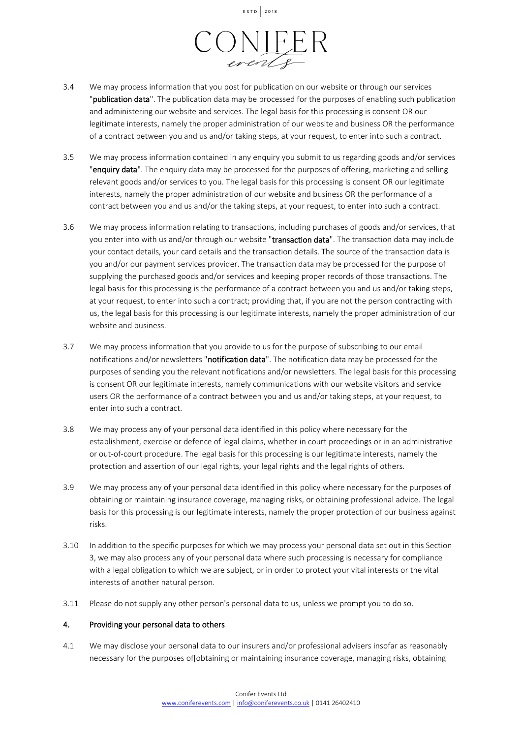3.4 We may process information that you post for publication on our website or through our services "**publication data**". The publication data may be processed for the purposes of enabling such publication and administering our website and services. The legal basis for this processing is consent OR our legitimate interests, namely the proper administration of our website and business OR the performance of a contract between you and us and/or taking steps, at your request, to enter into such a contract.

3.5 We may process information contained in any enquiry you submit to us regarding goods and/or services "**enquiry data**". The enquiry data may be processed for the purposes of offering, marketing and selling relevant goods and/or services to you. The legal basis for this processing is consent OR our legitimate interests, namely the proper administration of our website and business OR the performance of a contract between you and us and/or the taking steps, at your request, to enter into such a contract.

3.6 We may process information relating to transactions, including purchases of goods and/or services, that you enter into with us and/or through our website "**transaction data**". The transaction data may include your contact details, your card details and the transaction details. The source of the transaction data is you and/or our payment services provider. The transaction data may be processed for the purpose of supplying the purchased goods and/or services and keeping proper records of those transactions. The legal basis for this processing is the performance of a contract between you and us and/or taking steps, at your request, to enter into such a contract; providing that, if you are not the person contracting with us, the legal basis for this processing is our legitimate interests, namely the proper administration of our website and business.

3.7 We may process information that you provide to us for the purpose of subscribing to our email notifications and/or newsletters "**notification data**". The notification data may be processed for the purposes of sending you the relevant notifications and/or newsletters. The legal basis for this processing is consent OR our legitimate interests, namely communications with our website visitors and service users OR the performance of a contract between you and us and/or taking steps, at your request, to enter into such a contract.

3.8 We may process any of your personal data identified in this policy where necessary for the establishment, exercise or defence of legal claims, whether in court proceedings or in an administrative or out-of-court procedure. The legal basis for this processing is our legitimate interests, namely the protection and assertion of our legal rights, your legal rights and the legal rights of others.

3.9 We may process any of your personal data identified in this policy where necessary for the purposes of obtaining or maintaining insurance coverage, managing risks, or obtaining professional advice. The legal basis for this processing is our legitimate interests, namely the proper protection of our business against risks.

3.10 In addition to the specific purposes for which we may process your personal data set out in this Section 3, we may also process any of your personal data where such processing is necessary for compliance with a legal obligation to which we are subject, or in order to protect your vital interests or the vital interests of another natural person.

3.11 Please do not supply any other person's personal data to us, unless we prompt you to do so.

## 4. Providing your personal data to others

4.1 We may disclose your personal data to our insurers and/or professional advisers insofar as reasonably necessary for the purposes of[obtaining or maintaining insurance coverage, managing risks, obtaining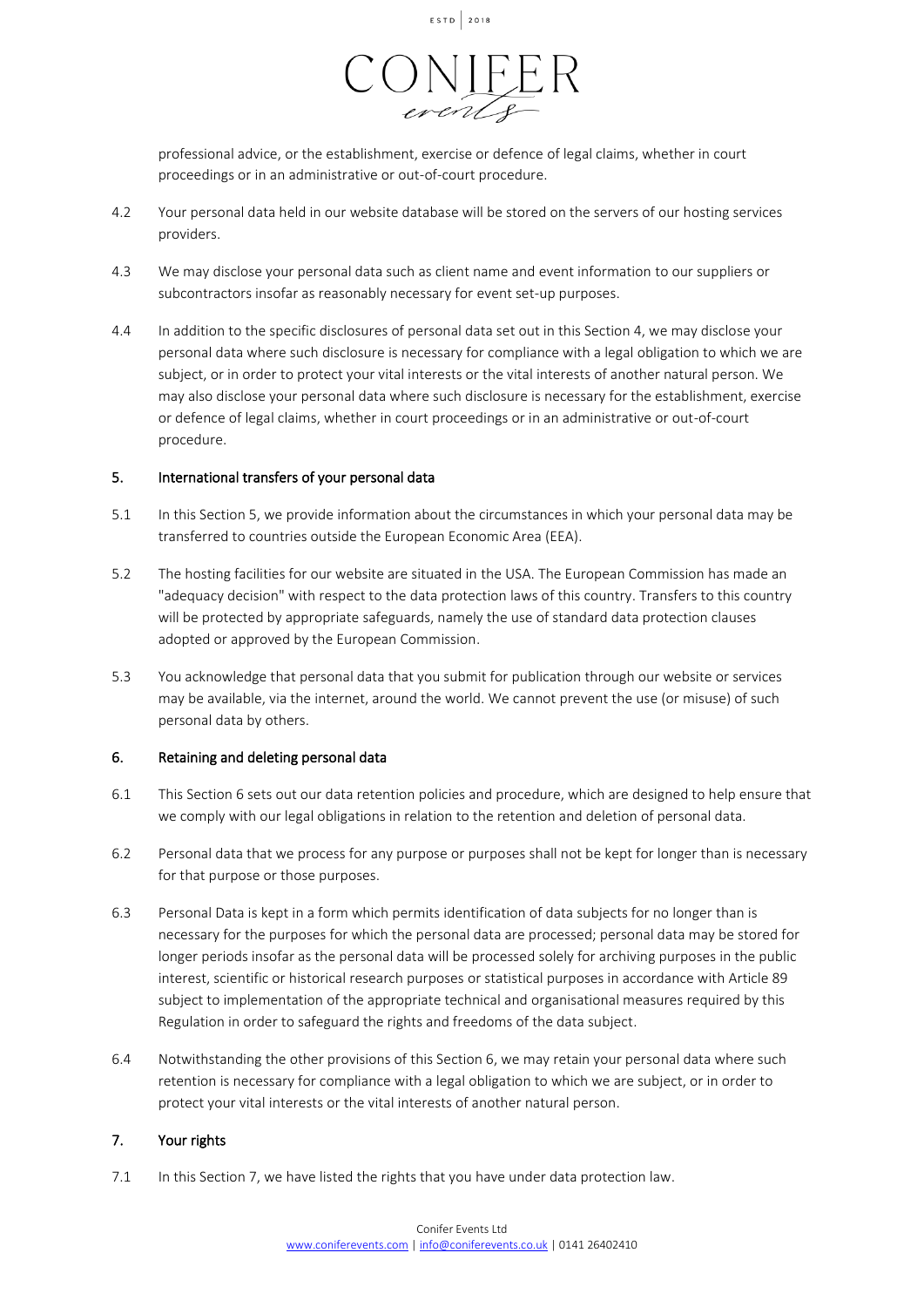professional advice, or the establishment, exercise or defence of legal claims, whether in court proceedings or in an administrative or out-of-court procedure.

4.2 Your personal data held in our website database will be stored on the servers of our hosting services providers.

4.3 We may disclose your personal data such as client name and event information to our suppliers or subcontractors insofar as reasonably necessary for event set-up purposes.

4.4 In addition to the specific disclosures of personal data set out in this Section 4, we may disclose your personal data where such disclosure is necessary for compliance with a legal obligation to which we are subject, or in order to protect your vital interests or the vital interests of another natural person. We may also disclose your personal data where such disclosure is necessary for the establishment, exercise or defence of legal claims, whether in court proceedings or in an administrative or out-of-court procedure.

## 5. International transfers of your personal data

5.1 In this Section 5, we provide information about the circumstances in which your personal data may be transferred to countries outside the European Economic Area (EEA).

5.2 The hosting facilities for our website are situated in the USA. The European Commission has made an "adequacy decision" with respect to the data protection laws of this country. Transfers to this country will be protected by appropriate safeguards, namely the use of standard data protection clauses adopted or approved by the European Commission.

5.3 You acknowledge that personal data that you submit for publication through our website or services may be available, via the internet, around the world. We cannot prevent the use (or misuse) of such personal data by others.

## 6. Retaining and deleting personal data

6.1 This Section 6 sets out our data retention policies and procedure, which are designed to help ensure that we comply with our legal obligations in relation to the retention and deletion of personal data.

6.2 Personal data that we process for any purpose or purposes shall not be kept for longer than is necessary for that purpose or those purposes.

6.3 Personal Data is kept in a form which permits identification of data subjects for no longer than is necessary for the purposes for which the personal data are processed; personal data may be stored for longer periods insofar as the personal data will be processed solely for archiving purposes in the public interest, scientific or historical research purposes or statistical purposes in accordance with Article 89 subject to implementation of the appropriate technical and organisational measures required by this Regulation in order to safeguard the rights and freedoms of the data subject.

6.4 Notwithstanding the other provisions of this Section 6, we may retain your personal data where such retention is necessary for compliance with a legal obligation to which we are subject, or in order to protect your vital interests or the vital interests of another natural person.

## 7. Your rights

7.1 In this Section 7, we have listed the rights that you have under data protection law.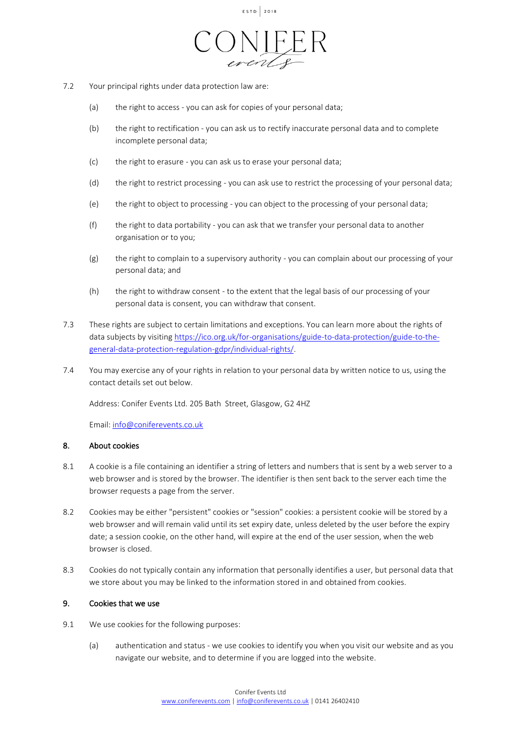7.2 Your principal rights under data protection law are:

(a) the right to access - you can ask for copies of your personal data;

(b) the right to rectification - you can ask us to rectify inaccurate personal data and to complete incomplete personal data;

(c) the right to erasure - you can ask us to erase your personal data;

(d) the right to restrict processing - you can ask use to restrict the processing of your personal data;

(e) the right to object to processing - you can object to the processing of your personal data;

(f) the right to data portability - you can ask that we transfer your personal data to another organisation or to you;

(g) the right to complain to a supervisory authority - you can complain about our processing of your personal data; and

(h) the right to withdraw consent - to the extent that the legal basis of our processing of your personal data is consent, you can withdraw that consent.

7.3 These rights are subject to certain limitations and exceptions. You can learn more about the rights of data subjects by visiting [https://ico.org.uk/for-organisations/guide-to-data-protection/guide-to-the-general-data-protection-regulation-gdpr/individual-rights/](https://ico.org.uk/for-organisations/guide-to-data-protection/guide-to-the-general-data-protection-regulation-gdpr/individual-rights/).

7.4 You may exercise any of your rights in relation to your personal data by written notice to us, using the contact details set out below.

Address: Conifer Events Ltd. 205 Bath Street, Glasgow, G2 4HZ

Email: [info@coniferevents.co.uk](mailto:info@coniferevents.co.uk)

## 8. About cookies

8.1 A cookie is a file containing an identifier a string of letters and numbers that is sent by a web server to a web browser and is stored by the browser. The identifier is then sent back to the server each time the browser requests a page from the server.

8.2 Cookies may be either "persistent" cookies or "session" cookies: a persistent cookie will be stored by a web browser and will remain valid until its set expiry date, unless deleted by the user before the expiry date; a session cookie, on the other hand, will expire at the end of the user session, when the web browser is closed.

8.3 Cookies do not typically contain any information that personally identifies a user, but personal data that we store about you may be linked to the information stored in and obtained from cookies.

## 9. Cookies that we use

9.1 We use cookies for the following purposes:

(a) authentication and status - we use cookies to identify you when you visit our website and as you navigate our website, and to determine if you are logged into the website.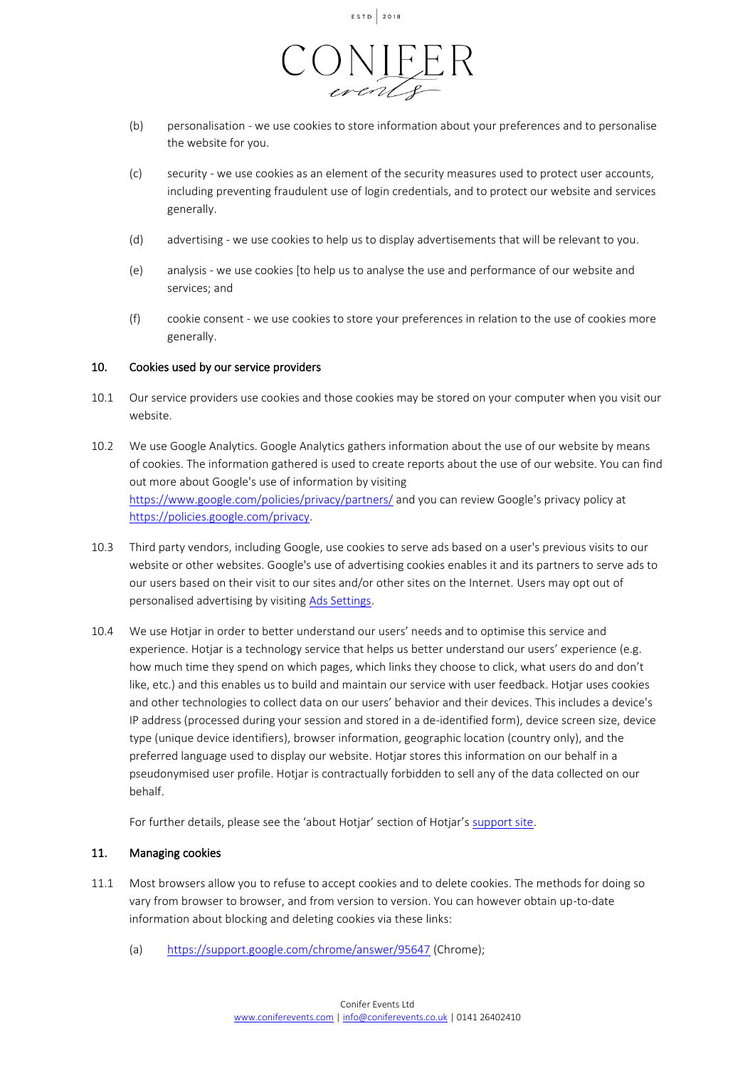(b) personalisation - we use cookies to store information about your preferences and to personalise the website for you.

(c) security - we use cookies as an element of the security measures used to protect user accounts, including preventing fraudulent use of login credentials, and to protect our website and services generally.

(d) advertising - we use cookies to help us to display advertisements that will be relevant to you.

(e) analysis - we use cookies [to help us to analyse the use and performance of our website and services; and

(f) cookie consent - we use cookies to store your preferences in relation to the use of cookies more generally.

## 10. Cookies used by our service providers

10.1 Our service providers use cookies and those cookies may be stored on your computer when you visit our website.

10.2 We use Google Analytics. Google Analytics gathers information about the use of our website by means of cookies. The information gathered is used to create reports about the use of our website. You can find out more about Google's use of information by visiting https://www.google.com/policies/privacy/partners/ and you can review Google's privacy policy at https://policies.google.com/privacy.

10.3 Third party vendors, including Google, use cookies to serve ads based on a user's previous visits to our website or other websites. Google's use of advertising cookies enables it and its partners to serve ads to our users based on their visit to our sites and/or other sites on the Internet. Users may opt out of personalised advertising by visiting Ads Settings.

10.4 We use Hotjar in order to better understand our users' needs and to optimise this service and experience. Hotjar is a technology service that helps us better understand our users' experience (e.g. how much time they spend on which pages, which links they choose to click, what users do and don't like, etc.) and this enables us to build and maintain our service with user feedback. Hotjar uses cookies and other technologies to collect data on our users' behavior and their devices. This includes a device's IP address (processed during your session and stored in a de-identified form), device screen size, device type (unique device identifiers), browser information, geographic location (country only), and the preferred language used to display our website. Hotjar stores this information on our behalf in a pseudonymised user profile. Hotjar is contractually forbidden to sell any of the data collected on our behalf.

For further details, please see the 'about Hotjar' section of Hotjar's support site.

## 11. Managing cookies

11.1 Most browsers allow you to refuse to accept cookies and to delete cookies. The methods for doing so vary from browser to browser, and from version to version. You can however obtain up-to-date information about blocking and deleting cookies via these links:

(a) https://support.google.com/chrome/answer/95647 (Chrome);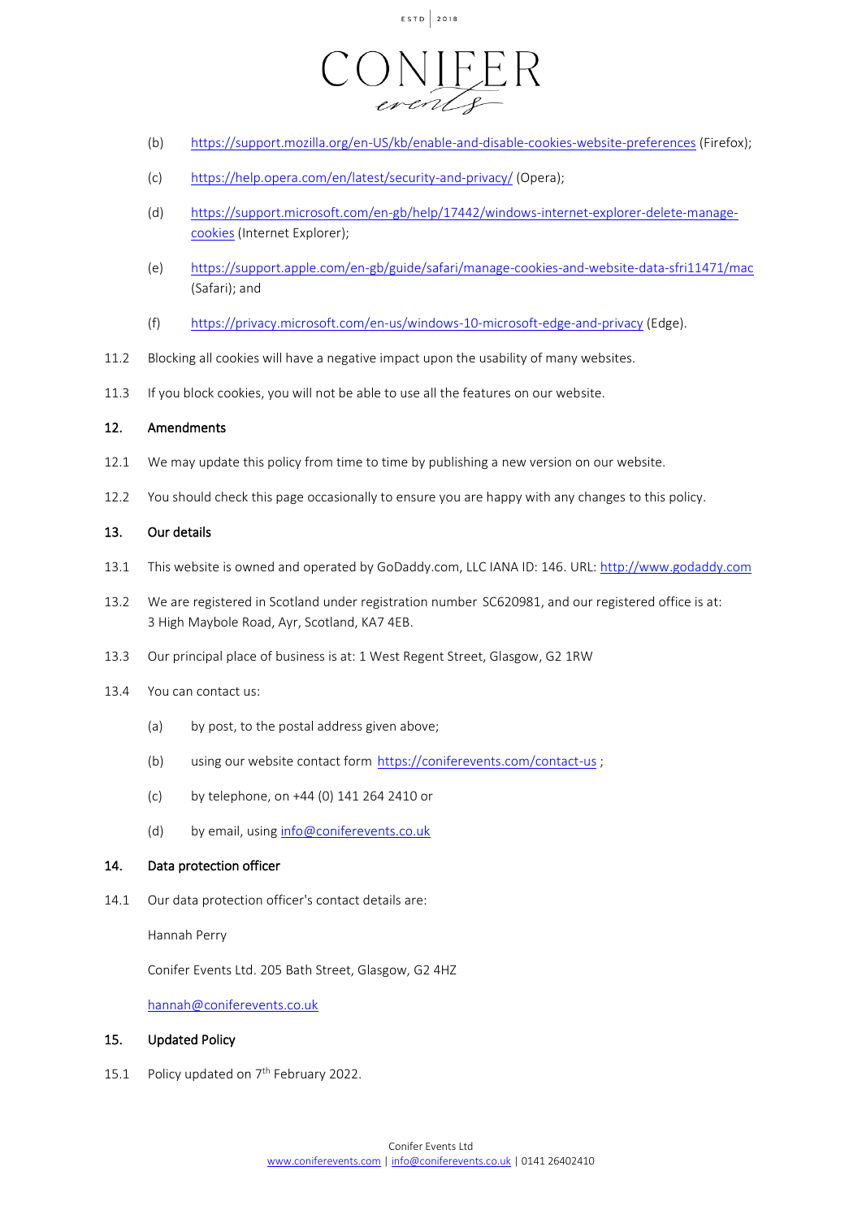(b) https://support.mozilla.org/en-US/kb/enable-and-disable-cookies-website-preferences (Firefox);

(c) https://help.opera.com/en/latest/security-and-privacy/ (Opera);

(d) https://support.microsoft.com/en-gb/help/17442/windows-internet-explorer-delete-manage-cookies (Internet Explorer);

(e) https://support.apple.com/en-gb/guide/safari/manage-cookies-and-website-data-sfri11471/mac (Safari); and

(f) https://privacy.microsoft.com/en-us/windows-10-microsoft-edge-and-privacy (Edge).

11.2 Blocking all cookies will have a negative impact upon the usability of many websites.

11.3 If you block cookies, you will not be able to use all the features on our website.

## 12. Amendments

12.1 We may update this policy from time to time by publishing a new version on our website.

12.2 You should check this page occasionally to ensure you are happy with any changes to this policy.

## 13. Our details

13.1 This website is owned and operated by GoDaddy.com, LLC IANA ID: 146. URL: http://www.godaddy.com

13.2 We are registered in Scotland under registration number SC620981, and our registered office is at: 3 High Maybole Road, Ayr, Scotland, KA7 4EB.

13.3 Our principal place of business is at: 1 West Regent Street, Glasgow, G2 1RW

13.4 You can contact us:

(a) by post, to the postal address given above;

(b) using our website contact form https://coniferevents.com/contact-us ;

(c) by telephone, on +44 (0) 141 264 2410 or

(d) by email, using info@coniferevents.co.uk

## 14. Data protection officer

14.1 Our data protection officer's contact details are:

Hannah Perry

Conifer Events Ltd. 205 Bath Street, Glasgow, G2 4HZ

hannah@coniferevents.co.uk

## 15. Updated Policy

15.1 Policy updated on 7th February 2022.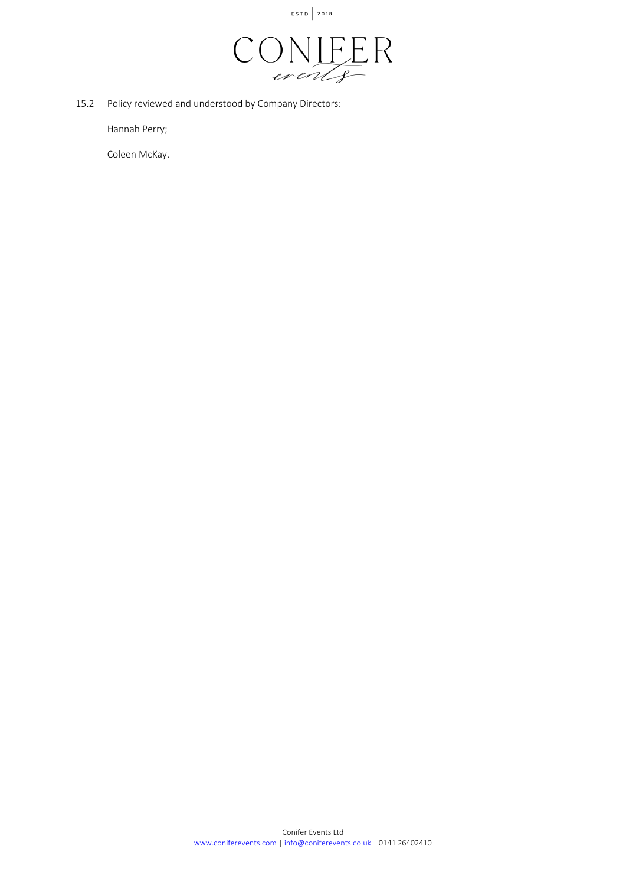15.2 Policy reviewed and understood by Company Directors:

Hannah Perry;

Coleen McKay.